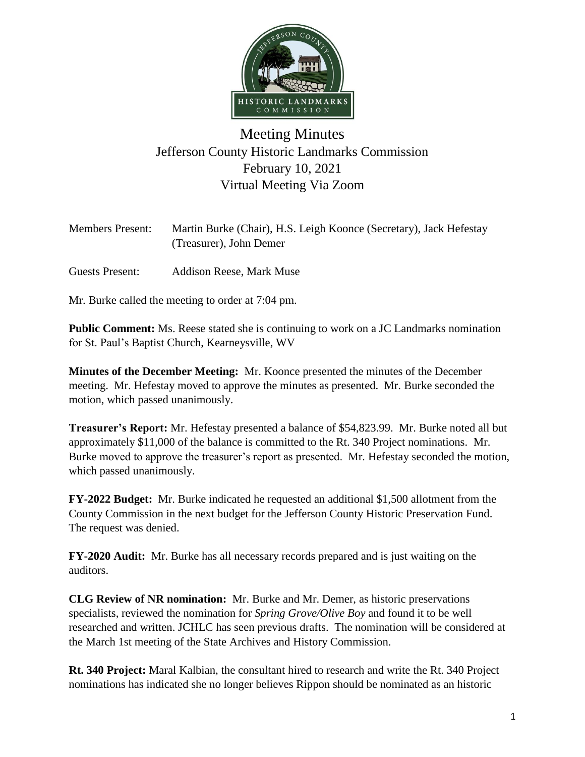# Meeting Minutes
## Jefferson County Historic Landmarks Commission
## February 10, 2021
## Virtual Meeting Via Zoom

Members Present: Martin Burke (Chair), H.S. Leigh Koonce (Secretary), Jack Hefestay (Treasurer), John Demer

Guests Present: Addison Reese, Mark Muse

Mr. Burke called the meeting to order at 7:04 pm.

**Public Comment:** Ms. Reese stated she is continuing to work on a JC Landmarks nomination for St. Paul's Baptist Church, Kearneysville, WV

**Minutes of the December Meeting:** Mr. Koonce presented the minutes of the December meeting. Mr. Hefestay moved to approve the minutes as presented. Mr. Burke seconded the motion, which passed unanimously.

**Treasurer's Report:** Mr. Hefestay presented a balance of $54,823.99. Mr. Burke noted all but approximately $11,000 of the balance is committed to the Rt. 340 Project nominations. Mr. Burke moved to approve the treasurer's report as presented. Mr. Hefestay seconded the motion, which passed unanimously.

**FY-2022 Budget:** Mr. Burke indicated he requested an additional $1,500 allotment from the County Commission in the next budget for the Jefferson County Historic Preservation Fund. The request was denied.

**FY-2020 Audit:** Mr. Burke has all necessary records prepared and is just waiting on the auditors.

**CLG Review of NR nomination:** Mr. Burke and Mr. Demer, as historic preservations specialists, reviewed the nomination for *Spring Grove/Olive Boy* and found it to be well researched and written. JCHLC has seen previous drafts. The nomination will be considered at the March 1st meeting of the State Archives and History Commission.

**Rt. 340 Project:** Maral Kalbian, the consultant hired to research and write the Rt. 340 Project nominations has indicated she no longer believes Rippon should be nominated as an historic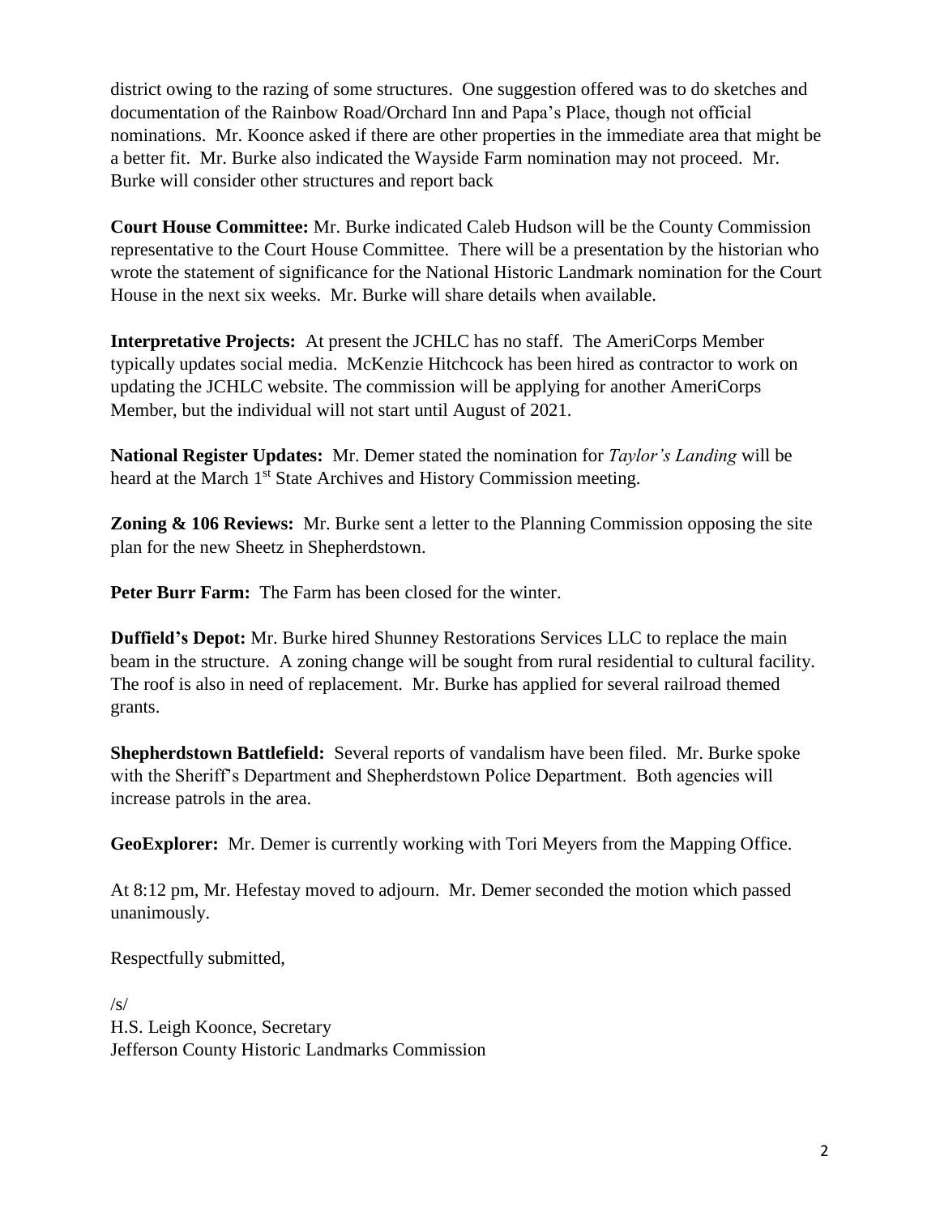district owing to the razing of some structures. One suggestion offered was to do sketches and documentation of the Rainbow Road/Orchard Inn and Papa's Place, though not official nominations. Mr. Koonce asked if there are other properties in the immediate area that might be a better fit. Mr. Burke also indicated the Wayside Farm nomination may not proceed. Mr. Burke will consider other structures and report back

**Court House Committee:** Mr. Burke indicated Caleb Hudson will be the County Commission representative to the Court House Committee. There will be a presentation by the historian who wrote the statement of significance for the National Historic Landmark nomination for the Court House in the next six weeks. Mr. Burke will share details when available.

**Interpretative Projects:** At present the JCHLC has no staff. The AmeriCorps Member typically updates social media. McKenzie Hitchcock has been hired as contractor to work on updating the JCHLC website. The commission will be applying for another AmeriCorps Member, but the individual will not start until August of 2021.

**National Register Updates:** Mr. Demer stated the nomination for *Taylor's Landing* will be heard at the March 1st State Archives and History Commission meeting.

**Zoning & 106 Reviews:** Mr. Burke sent a letter to the Planning Commission opposing the site plan for the new Sheetz in Shepherdstown.

**Peter Burr Farm:** The Farm has been closed for the winter.

**Duffield's Depot:** Mr. Burke hired Shunney Restorations Services LLC to replace the main beam in the structure. A zoning change will be sought from rural residential to cultural facility. The roof is also in need of replacement. Mr. Burke has applied for several railroad themed grants.

**Shepherdstown Battlefield:** Several reports of vandalism have been filed. Mr. Burke spoke with the Sheriff's Department and Shepherdstown Police Department. Both agencies will increase patrols in the area.

**GeoExplorer:** Mr. Demer is currently working with Tori Meyers from the Mapping Office.

At 8:12 pm, Mr. Hefestay moved to adjourn. Mr. Demer seconded the motion which passed unanimously.

Respectfully submitted,

/s/
H.S. Leigh Koonce, Secretary
Jefferson County Historic Landmarks Commission